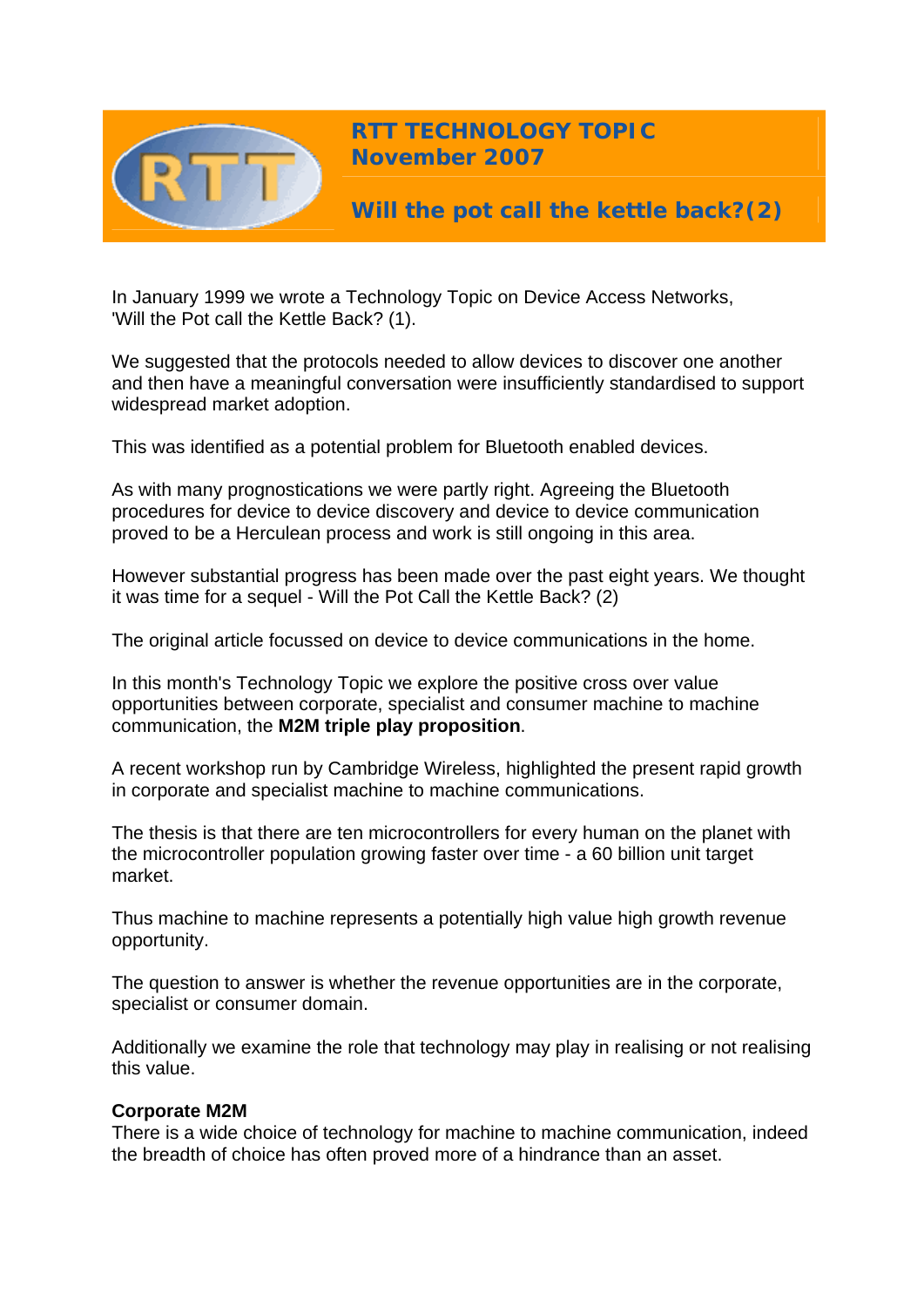# RTT TECHNOLOGY TOPIC
## November 2007

## Will the pot call the kettle back?(2)

In January 1999 we wrote a Technology Topic on Device Access Networks, 'Will the Pot call the Kettle Back? (1).

We suggested that the protocols needed to allow devices to discover one another and then have a meaningful conversation were insufficiently standardised to support widespread market adoption.

This was identified as a potential problem for Bluetooth enabled devices.

As with many prognostications we were partly right. Agreeing the Bluetooth procedures for device to device discovery and device to device communication proved to be a Herculean process and work is still ongoing in this area.

However substantial progress has been made over the past eight years. We thought it was time for a sequel - Will the Pot Call the Kettle Back? (2)

The original article focussed on device to device communications in the home.

In this month's Technology Topic we explore the positive cross over value opportunities between corporate, specialist and consumer machine to machine communication, the **M2M triple play proposition**.

A recent workshop run by Cambridge Wireless, highlighted the present rapid growth in corporate and specialist machine to machine communications.

The thesis is that there are ten microcontrollers for every human on the planet with the microcontroller population growing faster over time - a 60 billion unit target market.

Thus machine to machine represents a potentially high value high growth revenue opportunity.

The question to answer is whether the revenue opportunities are in the corporate, specialist or consumer domain.

Additionally we examine the role that technology may play in realising or not realising this value.

**Corporate M2M**
There is a wide choice of technology for machine to machine communication, indeed the breadth of choice has often proved more of a hindrance than an asset.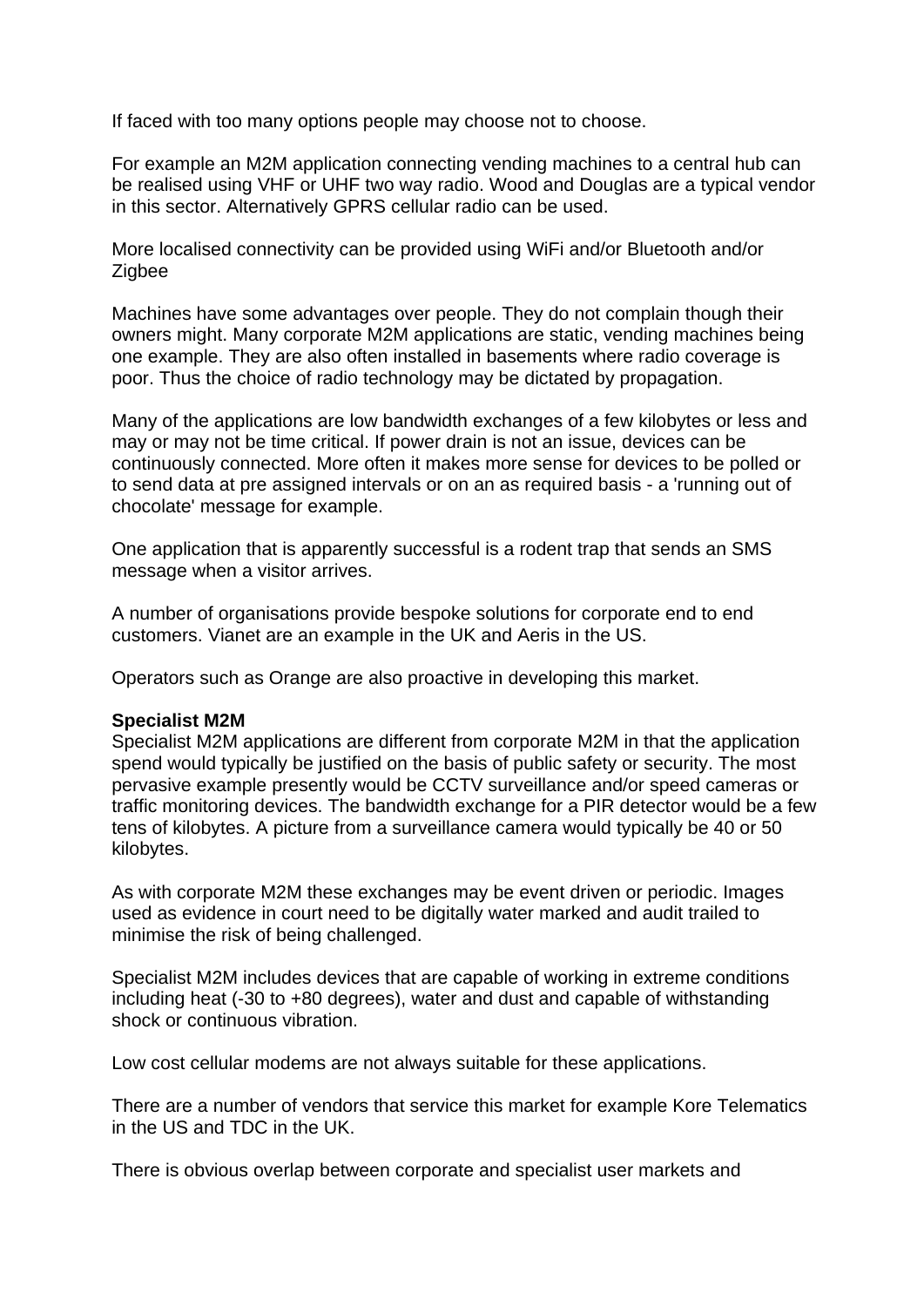If faced with too many options people may choose not to choose.

For example an M2M application connecting vending machines to a central hub can be realised using VHF or UHF two way radio. Wood and Douglas are a typical vendor in this sector. Alternatively GPRS cellular radio can be used.

More localised connectivity can be provided using WiFi and/or Bluetooth and/or Zigbee

Machines have some advantages over people. They do not complain though their owners might. Many corporate M2M applications are static, vending machines being one example. They are also often installed in basements where radio coverage is poor. Thus the choice of radio technology may be dictated by propagation.

Many of the applications are low bandwidth exchanges of a few kilobytes or less and may or may not be time critical. If power drain is not an issue, devices can be continuously connected. More often it makes more sense for devices to be polled or to send data at pre assigned intervals or on an as required basis - a 'running out of chocolate' message for example.

One application that is apparently successful is a rodent trap that sends an SMS message when a visitor arrives.

A number of organisations provide bespoke solutions for corporate end to end customers. Vianet are an example in the UK and Aeris in the US.

Operators such as Orange are also proactive in developing this market.

**Specialist M2M**

Specialist M2M applications are different from corporate M2M in that the application spend would typically be justified on the basis of public safety or security. The most pervasive example presently would be CCTV surveillance and/or speed cameras or traffic monitoring devices. The bandwidth exchange for a PIR detector would be a few tens of kilobytes. A picture from a surveillance camera would typically be 40 or 50 kilobytes.

As with corporate M2M these exchanges may be event driven or periodic. Images used as evidence in court need to be digitally water marked and audit trailed to minimise the risk of being challenged.

Specialist M2M includes devices that are capable of working in extreme conditions including heat (-30 to +80 degrees), water and dust and capable of withstanding shock or continuous vibration.

Low cost cellular modems are not always suitable for these applications.

There are a number of vendors that service this market for example Kore Telematics in the US and TDC in the UK.

There is obvious overlap between corporate and specialist user markets and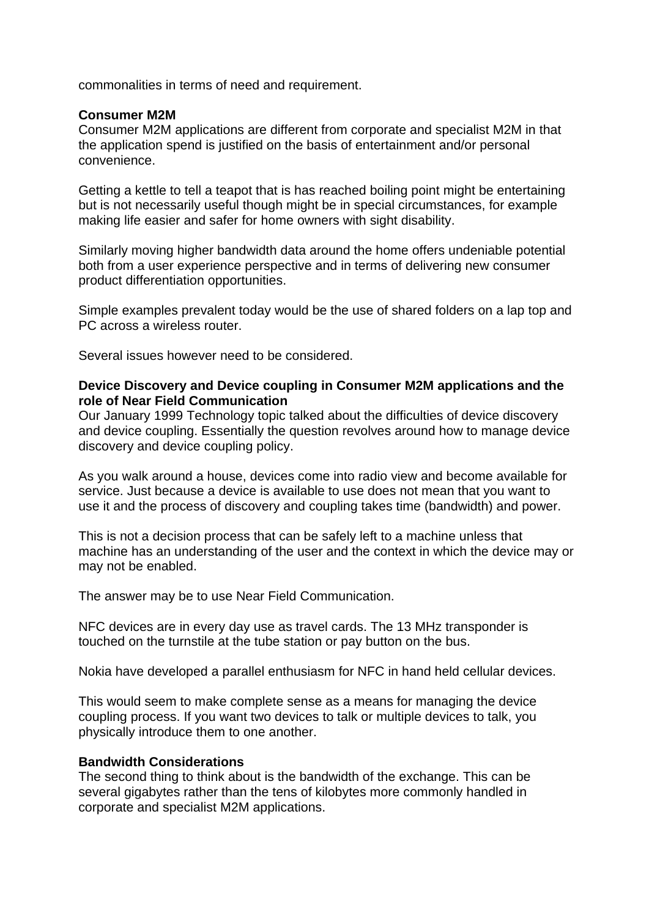commonalities in terms of need and requirement.

**Consumer M2M**

Consumer M2M applications are different from corporate and specialist M2M in that the application spend is justified on the basis of entertainment and/or personal convenience.

Getting a kettle to tell a teapot that is has reached boiling point might be entertaining but is not necessarily useful though might be in special circumstances, for example making life easier and safer for home owners with sight disability.

Similarly moving higher bandwidth data around the home offers undeniable potential both from a user experience perspective and in terms of delivering new consumer product differentiation opportunities.

Simple examples prevalent today would be the use of shared folders on a lap top and PC across a wireless router.

Several issues however need to be considered.

**Device Discovery and Device coupling in Consumer M2M applications and the role of Near Field Communication**

Our January 1999 Technology topic talked about the difficulties of device discovery and device coupling. Essentially the question revolves around how to manage device discovery and device coupling policy.

As you walk around a house, devices come into radio view and become available for service. Just because a device is available to use does not mean that you want to use it and the process of discovery and coupling takes time (bandwidth) and power.

This is not a decision process that can be safely left to a machine unless that machine has an understanding of the user and the context in which the device may or may not be enabled.

The answer may be to use Near Field Communication.

NFC devices are in every day use as travel cards. The 13 MHz transponder is touched on the turnstile at the tube station or pay button on the bus.

Nokia have developed a parallel enthusiasm for NFC in hand held cellular devices.

This would seem to make complete sense as a means for managing the device coupling process. If you want two devices to talk or multiple devices to talk, you physically introduce them to one another.

**Bandwidth Considerations**

The second thing to think about is the bandwidth of the exchange. This can be several gigabytes rather than the tens of kilobytes more commonly handled in corporate and specialist M2M applications.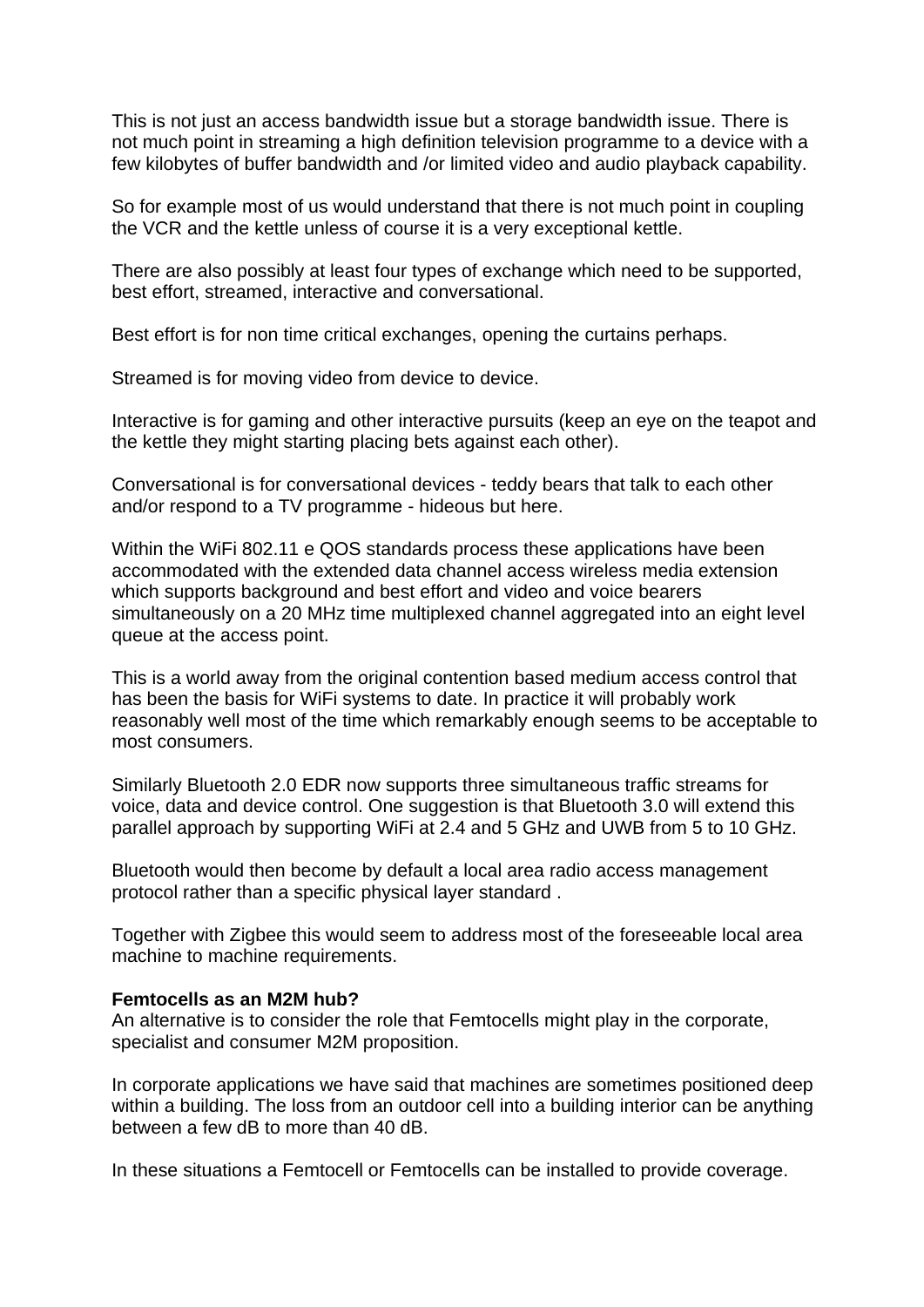This is not just an access bandwidth issue but a storage bandwidth issue. There is not much point in streaming a high definition television programme to a device with a few kilobytes of buffer bandwidth and /or limited video and audio playback capability.

So for example most of us would understand that there is not much point in coupling the VCR and the kettle unless of course it is a very exceptional kettle.

There are also possibly at least four types of exchange which need to be supported, best effort, streamed, interactive and conversational.

Best effort is for non time critical exchanges, opening the curtains perhaps.

Streamed is for moving video from device to device.

Interactive is for gaming and other interactive pursuits (keep an eye on the teapot and the kettle they might starting placing bets against each other).

Conversational is for conversational devices - teddy bears that talk to each other and/or respond to a TV programme - hideous but here.

Within the WiFi 802.11 e QOS standards process these applications have been accommodated with the extended data channel access wireless media extension which supports background and best effort and video and voice bearers simultaneously on a 20 MHz time multiplexed channel aggregated into an eight level queue at the access point.

This is a world away from the original contention based medium access control that has been the basis for WiFi systems to date. In practice it will probably work reasonably well most of the time which remarkably enough seems to be acceptable to most consumers.

Similarly Bluetooth 2.0 EDR now supports three simultaneous traffic streams for voice, data and device control. One suggestion is that Bluetooth 3.0 will extend this parallel approach by supporting WiFi at 2.4 and 5 GHz and UWB from 5 to 10 GHz.

Bluetooth would then become by default a local area radio access management protocol rather than a specific physical layer standard .

Together with Zigbee this would seem to address most of the foreseeable local area machine to machine requirements.

**Femtocells as an M2M hub?**
An alternative is to consider the role that Femtocells might play in the corporate, specialist and consumer M2M proposition.

In corporate applications we have said that machines are sometimes positioned deep within a building. The loss from an outdoor cell into a building interior can be anything between a few dB to more than 40 dB.

In these situations a Femtocell or Femtocells can be installed to provide coverage.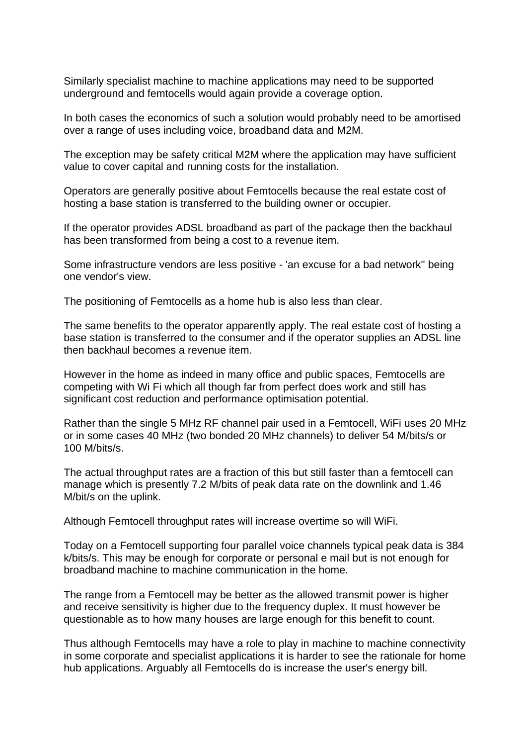Similarly specialist machine to machine applications may need to be supported underground and femtocells would again provide a coverage option.

In both cases the economics of such a solution would probably need to be amortised over a range of uses including voice, broadband data and M2M.

The exception may be safety critical M2M where the application may have sufficient value to cover capital and running costs for the installation.

Operators are generally positive about Femtocells because the real estate cost of hosting a base station is transferred to the building owner or occupier.

If the operator provides ADSL broadband as part of the package then the backhaul has been transformed from being a cost to a revenue item.

Some infrastructure vendors are less positive - 'an excuse for a bad network'' being one vendor's view.

The positioning of Femtocells as a home hub is also less than clear.

The same benefits to the operator apparently apply. The real estate cost of hosting a base station is transferred to the consumer and if the operator supplies an ADSL line then backhaul becomes a revenue item.

However in the home as indeed in many office and public spaces, Femtocells are competing with Wi Fi which all though far from perfect does work and still has significant cost reduction and performance optimisation potential.

Rather than the single 5 MHz RF channel pair used in a Femtocell, WiFi uses 20 MHz or in some cases 40 MHz (two bonded 20 MHz channels) to deliver 54 M/bits/s or 100 M/bits/s.

The actual throughput rates are a fraction of this but still faster than a femtocell can manage which is presently 7.2 M/bits of peak data rate on the downlink and 1.46 M/bit/s on the uplink.

Although Femtocell throughput rates will increase overtime so will WiFi.

Today on a Femtocell supporting four parallel voice channels typical peak data is 384 k/bits/s. This may be enough for corporate or personal e mail but is not enough for broadband machine to machine communication in the home.

The range from a Femtocell may be better as the allowed transmit power is higher and receive sensitivity is higher due to the frequency duplex. It must however be questionable as to how many houses are large enough for this benefit to count.

Thus although Femtocells may have a role to play in machine to machine connectivity in some corporate and specialist applications it is harder to see the rationale for home hub applications. Arguably all Femtocells do is increase the user's energy bill.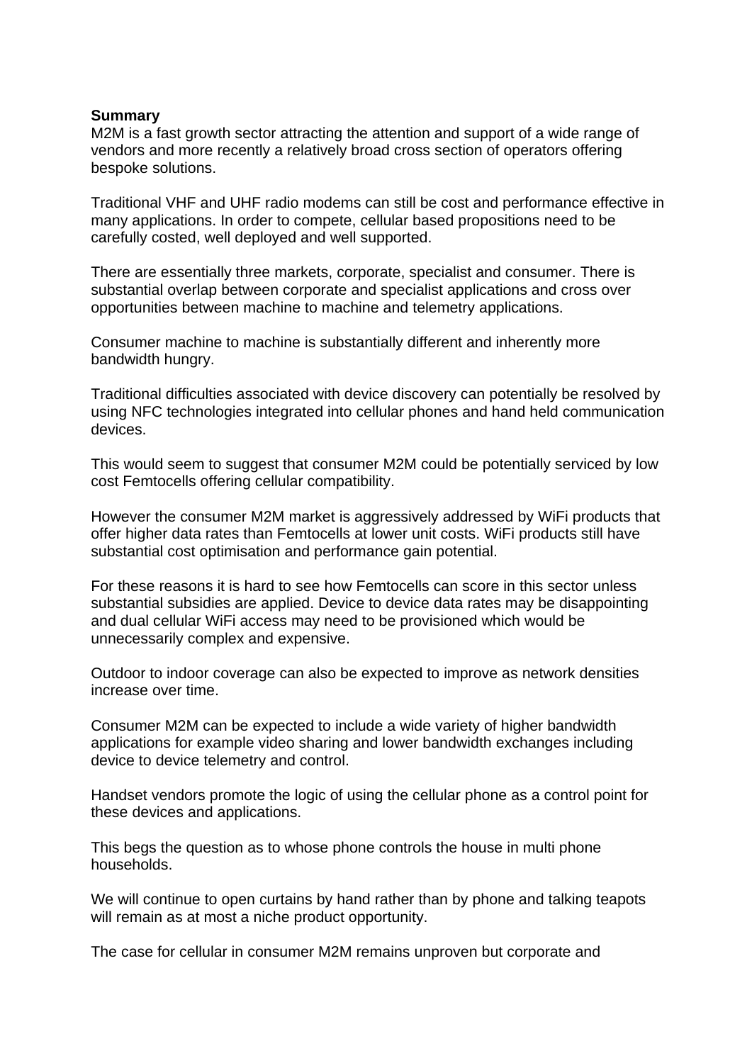**Summary**

M2M is a fast growth sector attracting the attention and support of a wide range of vendors and more recently a relatively broad cross section of operators offering bespoke solutions.

Traditional VHF and UHF radio modems can still be cost and performance effective in many applications. In order to compete, cellular based propositions need to be carefully costed, well deployed and well supported.

There are essentially three markets, corporate, specialist and consumer. There is substantial overlap between corporate and specialist applications and cross over opportunities between machine to machine and telemetry applications.

Consumer machine to machine is substantially different and inherently more bandwidth hungry.

Traditional difficulties associated with device discovery can potentially be resolved by using NFC technologies integrated into cellular phones and hand held communication devices.

This would seem to suggest that consumer M2M could be potentially serviced by low cost Femtocells offering cellular compatibility.

However the consumer M2M market is aggressively addressed by WiFi products that offer higher data rates than Femtocells at lower unit costs. WiFi products still have substantial cost optimisation and performance gain potential.

For these reasons it is hard to see how Femtocells can score in this sector unless substantial subsidies are applied. Device to device data rates may be disappointing and dual cellular WiFi access may need to be provisioned which would be unnecessarily complex and expensive.

Outdoor to indoor coverage can also be expected to improve as network densities increase over time.

Consumer M2M can be expected to include a wide variety of higher bandwidth applications for example video sharing and lower bandwidth exchanges including device to device telemetry and control.

Handset vendors promote the logic of using the cellular phone as a control point for these devices and applications.

This begs the question as to whose phone controls the house in multi phone households.

We will continue to open curtains by hand rather than by phone and talking teapots will remain as at most a niche product opportunity.

The case for cellular in consumer M2M remains unproven but corporate and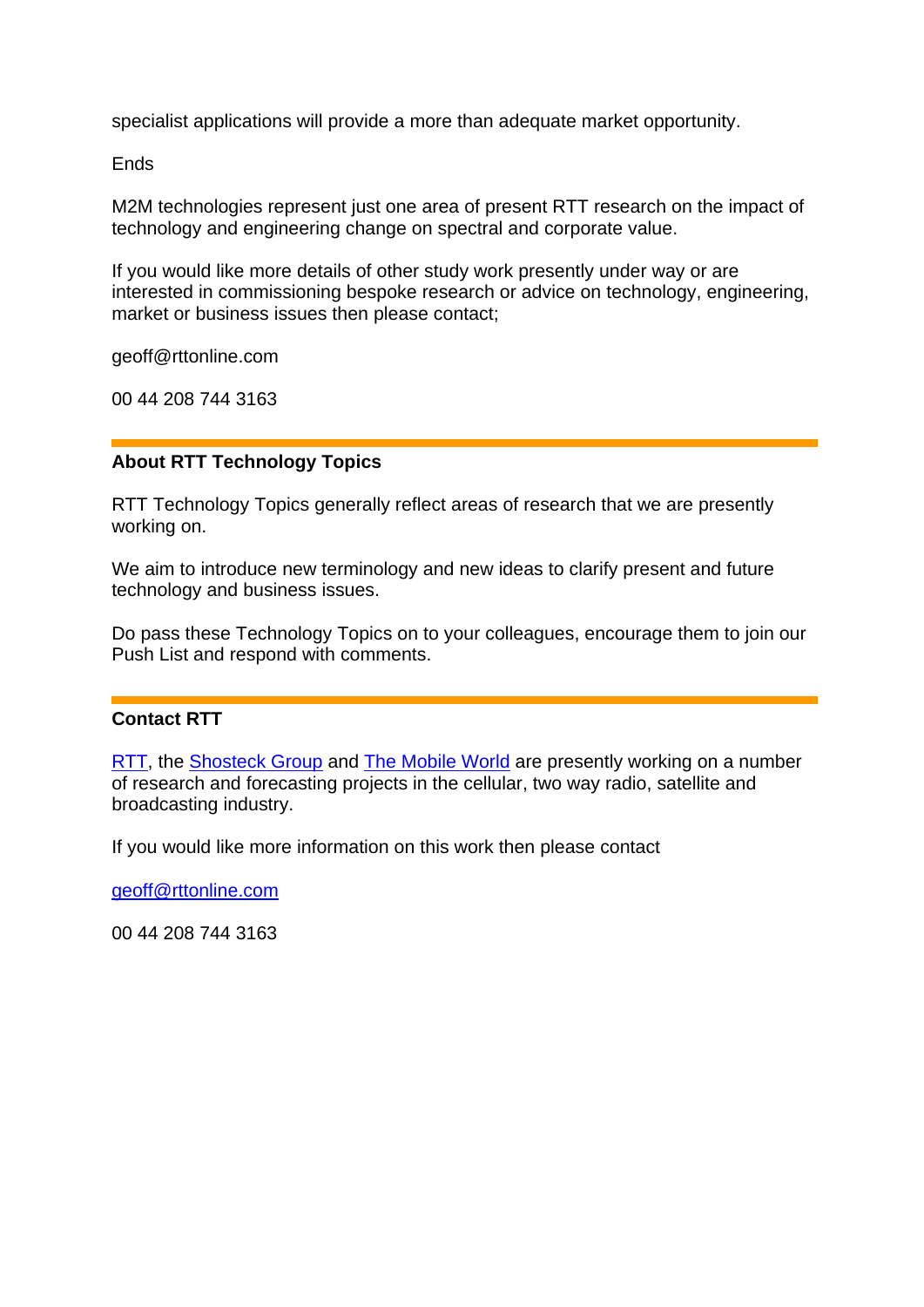specialist applications will provide a more than adequate market opportunity.

Ends

M2M technologies represent just one area of present RTT research on the impact of technology and engineering change on spectral and corporate value.

If you would like more details of other study work presently under way or are interested in commissioning bespoke research or advice on technology, engineering, market or business issues then please contact;

geoff@rttonline.com

00 44 208 744 3163

---

**About RTT Technology Topics**

RTT Technology Topics generally reflect areas of research that we are presently working on.

We aim to introduce new terminology and new ideas to clarify present and future technology and business issues.

Do pass these Technology Topics on to your colleagues, encourage them to join our Push List and respond with comments.

---

**Contact RTT**

RTT, the Shosteck Group and The Mobile World are presently working on a number of research and forecasting projects in the cellular, two way radio, satellite and broadcasting industry.

If you would like more information on this work then please contact

geoff@rttonline.com

00 44 208 744 3163